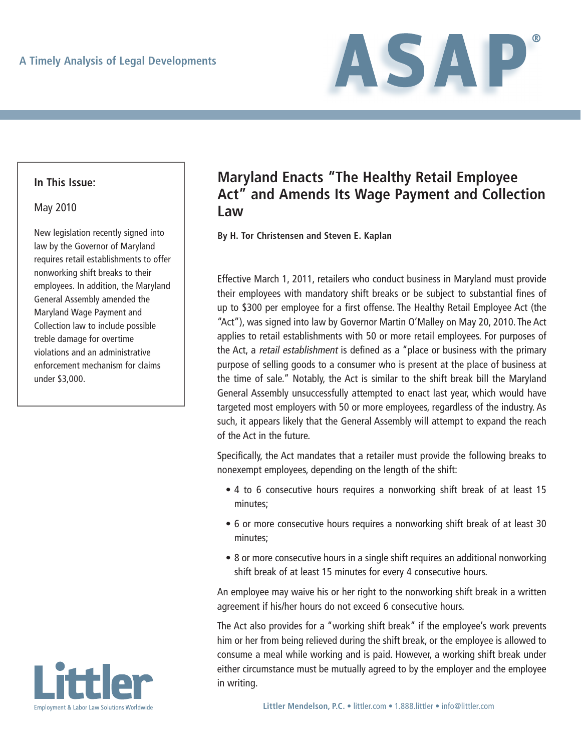A Timely Analysis of Legal Developments

# ASAP®

**In This Issue:**

May 2010

New legislation recently signed into law by the Governor of Maryland requires retail establishments to offer nonworking shift breaks to their employees. In addition, the Maryland General Assembly amended the Maryland Wage Payment and Collection law to include possible treble damage for overtime violations and an administrative enforcement mechanism for claims under $3,000.

## Maryland Enacts "The Healthy Retail Employee Act" and Amends Its Wage Payment and Collection Law

**By H. Tor Christensen and Steven E. Kaplan**

Effective March 1, 2011, retailers who conduct business in Maryland must provide their employees with mandatory shift breaks or be subject to substantial fines of up to $300 per employee for a first offense. The Healthy Retail Employee Act (the "Act"), was signed into law by Governor Martin O'Malley on May 20, 2010. The Act applies to retail establishments with 50 or more retail employees. For purposes of the Act, a *retail establishment* is defined as a "place or business with the primary purpose of selling goods to a consumer who is present at the place of business at the time of sale." Notably, the Act is similar to the shift break bill the Maryland General Assembly unsuccessfully attempted to enact last year, which would have targeted most employers with 50 or more employees, regardless of the industry. As such, it appears likely that the General Assembly will attempt to expand the reach of the Act in the future.

Specifically, the Act mandates that a retailer must provide the following breaks to nonexempt employees, depending on the length of the shift:

- 4 to 6 consecutive hours requires a nonworking shift break of at least 15 minutes;
- 6 or more consecutive hours requires a nonworking shift break of at least 30 minutes;
- 8 or more consecutive hours in a single shift requires an additional nonworking shift break of at least 15 minutes for every 4 consecutive hours.

An employee may waive his or her right to the nonworking shift break in a written agreement if his/her hours do not exceed 6 consecutive hours.

The Act also provides for a "working shift break" if the employee's work prevents him or her from being relieved during the shift break, or the employee is allowed to consume a meal while working and is paid. However, a working shift break under either circumstance must be mutually agreed to by the employer and the employee in writing.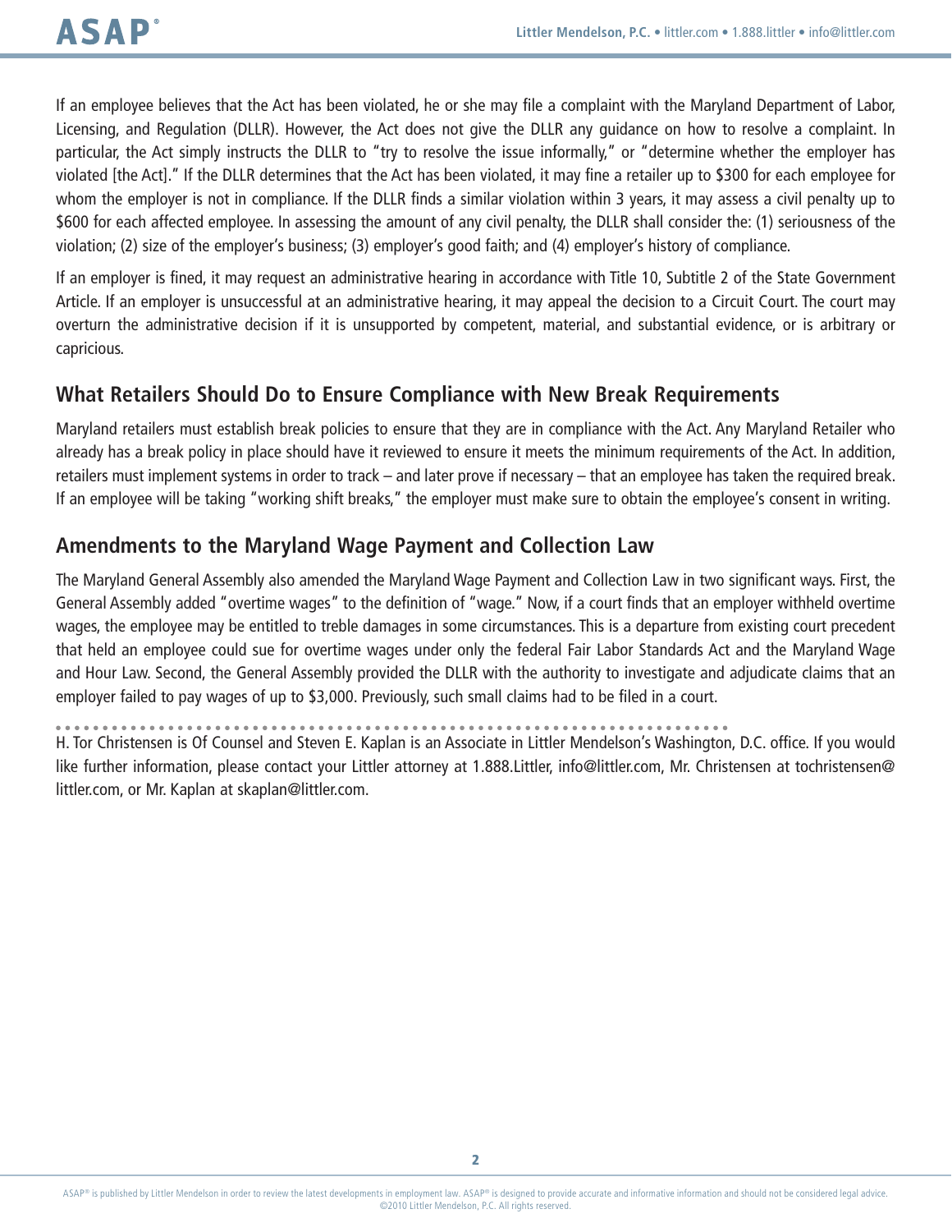If an employee believes that the Act has been violated, he or she may file a complaint with the Maryland Department of Labor, Licensing, and Regulation (DLLR). However, the Act does not give the DLLR any guidance on how to resolve a complaint. In particular, the Act simply instructs the DLLR to "try to resolve the issue informally," or "determine whether the employer has violated [the Act]." If the DLLR determines that the Act has been violated, it may fine a retailer up to $300 for each employee for whom the employer is not in compliance. If the DLLR finds a similar violation within 3 years, it may assess a civil penalty up to $600 for each affected employee. In assessing the amount of any civil penalty, the DLLR shall consider the: (1) seriousness of the violation; (2) size of the employer's business; (3) employer's good faith; and (4) employer's history of compliance.

If an employer is fined, it may request an administrative hearing in accordance with Title 10, Subtitle 2 of the State Government Article. If an employer is unsuccessful at an administrative hearing, it may appeal the decision to a Circuit Court. The court may overturn the administrative decision if it is unsupported by competent, material, and substantial evidence, or is arbitrary or capricious.

## What Retailers Should Do to Ensure Compliance with New Break Requirements

Maryland retailers must establish break policies to ensure that they are in compliance with the Act. Any Maryland Retailer who already has a break policy in place should have it reviewed to ensure it meets the minimum requirements of the Act. In addition, retailers must implement systems in order to track – and later prove if necessary – that an employee has taken the required break. If an employee will be taking "working shift breaks," the employer must make sure to obtain the employee's consent in writing.

## Amendments to the Maryland Wage Payment and Collection Law

The Maryland General Assembly also amended the Maryland Wage Payment and Collection Law in two significant ways. First, the General Assembly added "overtime wages" to the definition of "wage." Now, if a court finds that an employer withheld overtime wages, the employee may be entitled to treble damages in some circumstances. This is a departure from existing court precedent that held an employee could sue for overtime wages under only the federal Fair Labor Standards Act and the Maryland Wage and Hour Law. Second, the General Assembly provided the DLLR with the authority to investigate and adjudicate claims that an employer failed to pay wages of up to $3,000. Previously, such small claims had to be filed in a court.

---

H. Tor Christensen is Of Counsel and Steven E. Kaplan is an Associate in Littler Mendelson's Washington, D.C. office. If you would like further information, please contact your Littler attorney at 1.888.Littler, info@littler.com, Mr. Christensen at tochristensen@littler.com, or Mr. Kaplan at skaplan@littler.com.

ASAP® is published by Littler Mendelson in order to review the latest developments in employment law. ASAP® is designed to provide accurate and informative information and should not be considered legal advice. ©2010 Littler Mendelson, P.C. All rights reserved.